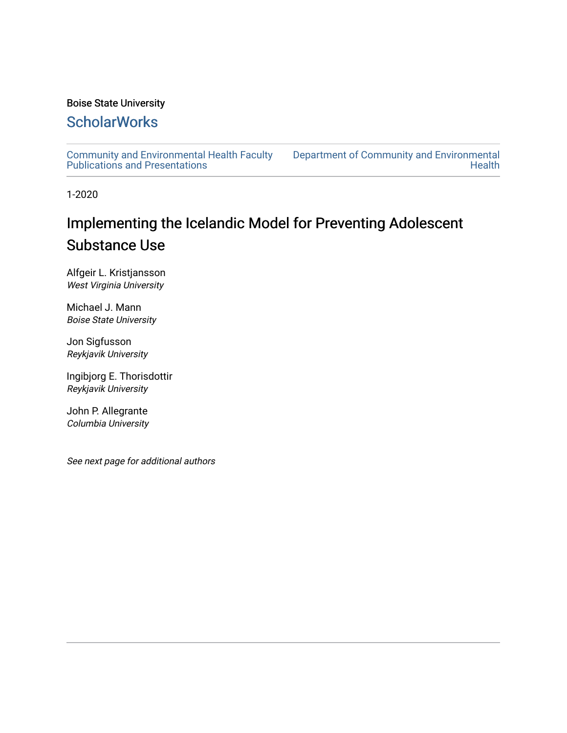Boise State University

## ScholarWorks

Community and Environmental Health Faculty Publications and Presentations

Department of Community and Environmental Health

1-2020

# Implementing the Icelandic Model for Preventing Adolescent Substance Use

Alfgeir L. Kristjansson
*West Virginia University*

Michael J. Mann
*Boise State University*

Jon Sigfusson
*Reykjavik University*

Ingibjorg E. Thorisdottir
*Reykjavik University*

John P. Allegrante
*Columbia University*

*See next page for additional authors*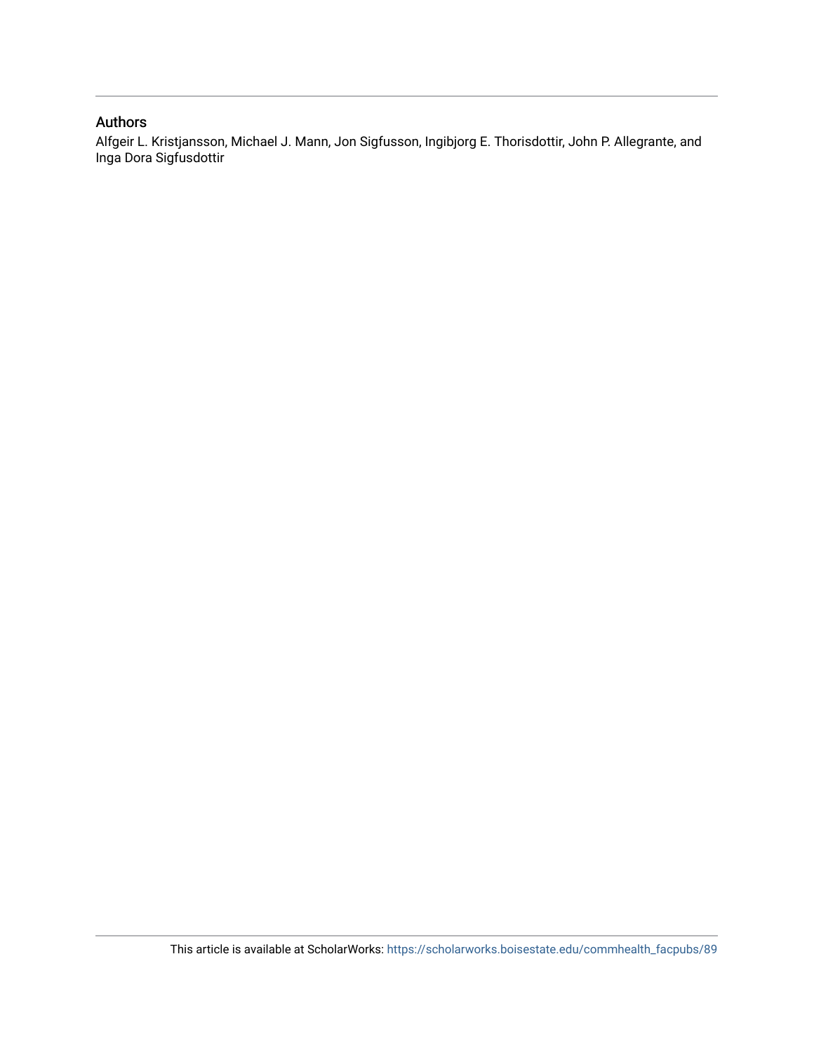## Authors

Alfgeir L. Kristjansson, Michael J. Mann, Jon Sigfusson, Ingibjorg E. Thorisdottir, John P. Allegrante, and Inga Dora Sigfusdottir

This article is available at ScholarWorks: https://scholarworks.boisestate.edu/commhealth_facpubs/89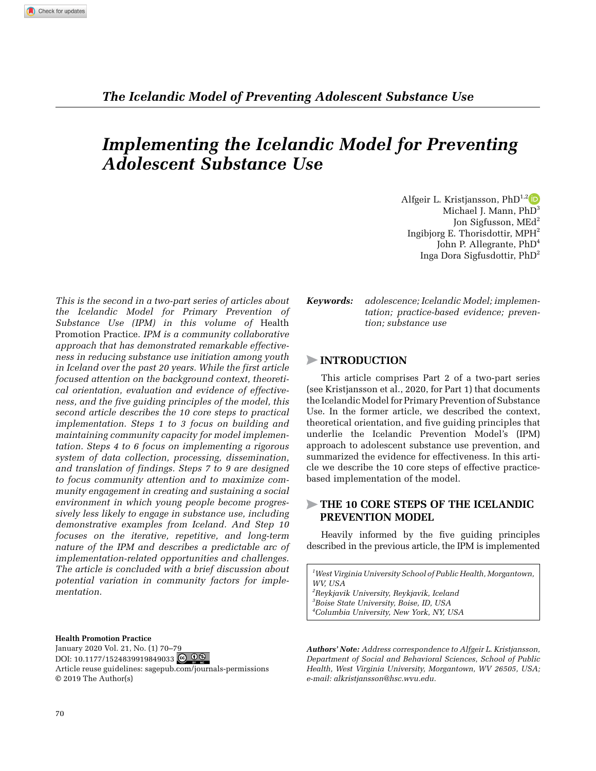## The Icelandic Model of Preventing Adolescent Substance Use

# Implementing the Icelandic Model for Preventing Adolescent Substance Use

Alfgeir L. Kristjansson, PhD[1,2]
Michael J. Mann, PhD[3]
Jon Sigfusson, MEd[2]
Ingibjorg E. Thorisdottir, MPH[2]
John P. Allegrante, PhD[4]
Inga Dora Sigfusdottir, PhD[2]

*This is the second in a two-part series of articles about the Icelandic Model for Primary Prevention of Substance Use (IPM) in this volume of* Health Promotion Practice*. IPM is a community collaborative approach that has demonstrated remarkable effectiveness in reducing substance use initiation among youth in Iceland over the past 20 years. While the first article focused attention on the background context, theoretical orientation, evaluation and evidence of effectiveness, and the five guiding principles of the model, this second article describes the 10 core steps to practical implementation. Steps 1 to 3 focus on building and maintaining community capacity for model implementation. Steps 4 to 6 focus on implementing a rigorous system of data collection, processing, dissemination, and translation of findings. Steps 7 to 9 are designed to focus community attention and to maximize community engagement in creating and sustaining a social environment in which young people become progressively less likely to engage in substance use, including demonstrative examples from Iceland. And Step 10 focuses on the iterative, repetitive, and long-term nature of the IPM and describes a predictable arc of implementation-related opportunities and challenges. The article is concluded with a brief discussion about potential variation in community factors for implementation.*

***Keywords:*** *adolescence; Icelandic Model; implementation; practice-based evidence; prevention; substance use*

## INTRODUCTION

This article comprises Part 2 of a two-part series (see Kristjansson et al., 2020, for Part 1) that documents the Icelandic Model for Primary Prevention of Substance Use. In the former article, we described the context, theoretical orientation, and five guiding principles that underlie the Icelandic Prevention Model's (IPM) approach to adolescent substance use prevention, and summarized the evidence for effectiveness. In this article we describe the 10 core steps of effective practice-based implementation of the model.

## THE 10 CORE STEPS OF THE ICELANDIC PREVENTION MODEL

Heavily informed by the five guiding principles described in the previous article, the IPM is implemented

*[1]West Virginia University School of Public Health, Morgantown, WV, USA*
*[2]Reykjavik University, Reykjavik, Iceland*
*[3]Boise State University, Boise, ID, USA*
*[4]Columbia University, New York, NY, USA*

***Authors' Note:*** *Address correspondence to Alfgeir L. Kristjansson, Department of Social and Behavioral Sciences, School of Public Health, West Virginia University, Morgantown, WV 26505, USA; e-mail: alkristjansson@hsc.wvu.edu.*

**Health Promotion Practice**
January 2020 Vol. 21, No. (1) 70–79
DOI: 10.1177/1524839919849033
Article reuse guidelines: sagepub.com/journals-permissions
© 2019 The Author(s)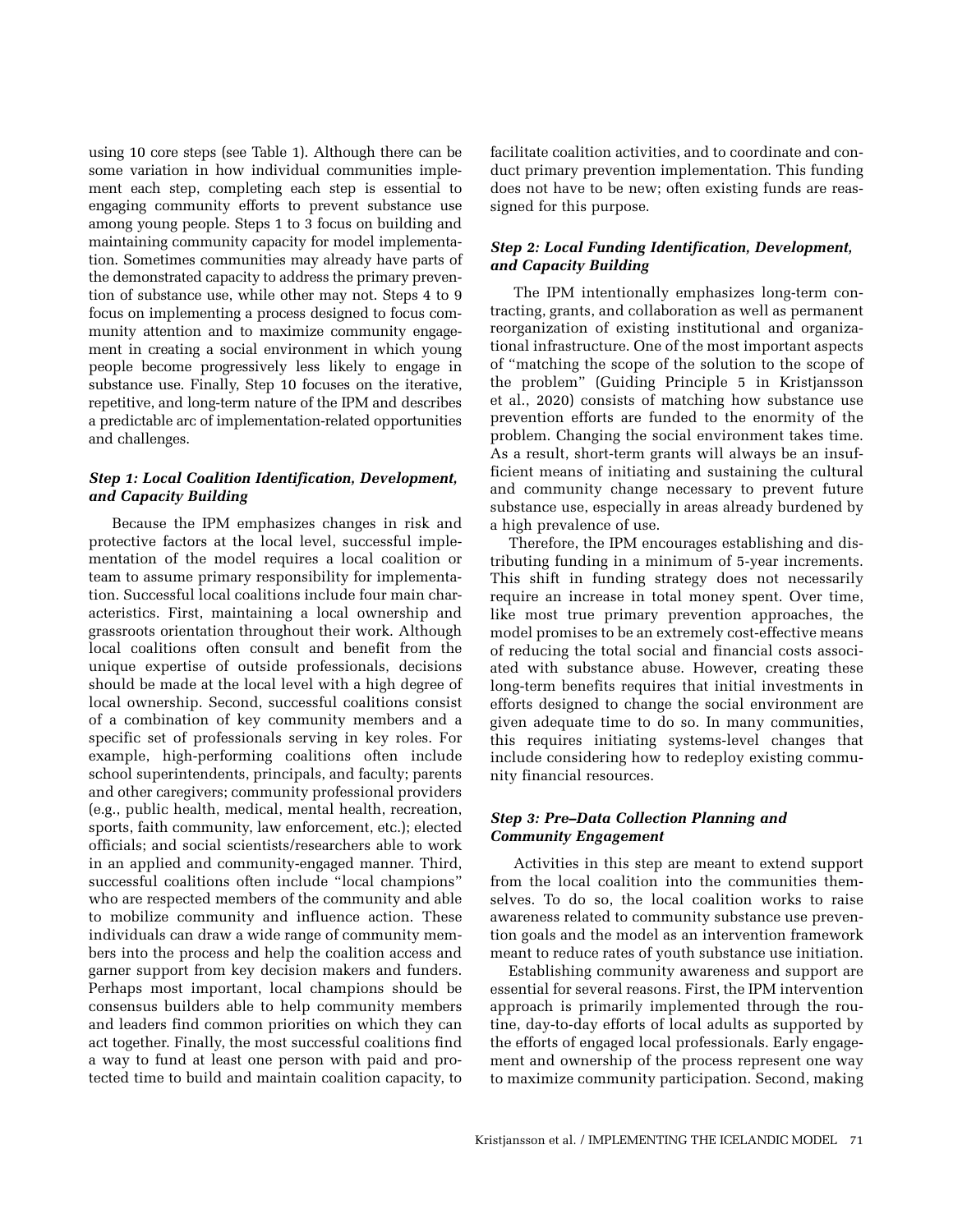using 10 core steps (see Table 1). Although there can be some variation in how individual communities implement each step, completing each step is essential to engaging community efforts to prevent substance use among young people. Steps 1 to 3 focus on building and maintaining community capacity for model implementation. Sometimes communities may already have parts of the demonstrated capacity to address the primary prevention of substance use, while other may not. Steps 4 to 9 focus on implementing a process designed to focus community attention and to maximize community engagement in creating a social environment in which young people become progressively less likely to engage in substance use. Finally, Step 10 focuses on the iterative, repetitive, and long-term nature of the IPM and describes a predictable arc of implementation-related opportunities and challenges.

### *Step 1: Local Coalition Identification, Development, and Capacity Building*

Because the IPM emphasizes changes in risk and protective factors at the local level, successful implementation of the model requires a local coalition or team to assume primary responsibility for implementation. Successful local coalitions include four main characteristics. First, maintaining a local ownership and grassroots orientation throughout their work. Although local coalitions often consult and benefit from the unique expertise of outside professionals, decisions should be made at the local level with a high degree of local ownership. Second, successful coalitions consist of a combination of key community members and a specific set of professionals serving in key roles. For example, high-performing coalitions often include school superintendents, principals, and faculty; parents and other caregivers; community professional providers (e.g., public health, medical, mental health, recreation, sports, faith community, law enforcement, etc.); elected officials; and social scientists/researchers able to work in an applied and community-engaged manner. Third, successful coalitions often include "local champions" who are respected members of the community and able to mobilize community and influence action. These individuals can draw a wide range of community members into the process and help the coalition access and garner support from key decision makers and funders. Perhaps most important, local champions should be consensus builders able to help community members and leaders find common priorities on which they can act together. Finally, the most successful coalitions find a way to fund at least one person with paid and protected time to build and maintain coalition capacity, to facilitate coalition activities, and to coordinate and conduct primary prevention implementation. This funding does not have to be new; often existing funds are reassigned for this purpose.

### *Step 2: Local Funding Identification, Development, and Capacity Building*

The IPM intentionally emphasizes long-term contracting, grants, and collaboration as well as permanent reorganization of existing institutional and organizational infrastructure. One of the most important aspects of "matching the scope of the solution to the scope of the problem" (Guiding Principle 5 in Kristjansson et al., 2020) consists of matching how substance use prevention efforts are funded to the enormity of the problem. Changing the social environment takes time. As a result, short-term grants will always be an insufficient means of initiating and sustaining the cultural and community change necessary to prevent future substance use, especially in areas already burdened by a high prevalence of use.

Therefore, the IPM encourages establishing and distributing funding in a minimum of 5-year increments. This shift in funding strategy does not necessarily require an increase in total money spent. Over time, like most true primary prevention approaches, the model promises to be an extremely cost-effective means of reducing the total social and financial costs associated with substance abuse. However, creating these long-term benefits requires that initial investments in efforts designed to change the social environment are given adequate time to do so. In many communities, this requires initiating systems-level changes that include considering how to redeploy existing community financial resources.

### *Step 3: Pre–Data Collection Planning and Community Engagement*

Activities in this step are meant to extend support from the local coalition into the communities themselves. To do so, the local coalition works to raise awareness related to community substance use prevention goals and the model as an intervention framework meant to reduce rates of youth substance use initiation.

Establishing community awareness and support are essential for several reasons. First, the IPM intervention approach is primarily implemented through the routine, day-to-day efforts of local adults as supported by the efforts of engaged local professionals. Early engagement and ownership of the process represent one way to maximize community participation. Second, making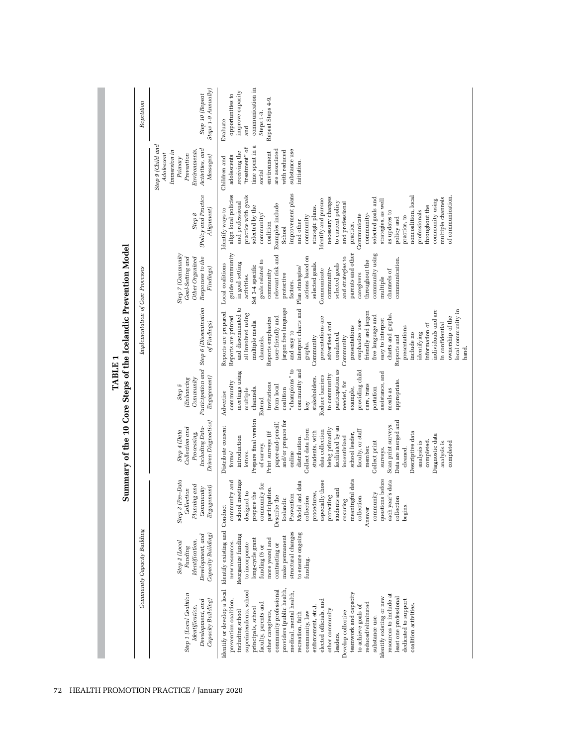**TABLE 1**
**Summary of the 10 Core Steps of the Icelandic Prevention Model**

| Community Capacity Building | | | Implementation of Core Processes | | | | | | Repetition |
|---|---|---|---|---|---|---|---|---|---|
| *Step 1 (Local Coalition Identification, Development, and Capacity Building)* | *Step 2 (Local Funding Identification, Development, and Capacity Building)* | *Step 3 (Pre–Data Collection Planning and Community Engagement)* | *Step 4 (Data Collection and Processing, Including Data-Driven Diagnostics)* | *Step 5 (Enhancing Community Participation and Engagement)* | *Step 6 (Dissemination of Findings)* | *Step 7 (Community Goal-Setting and Other Organized Responses to the Findings)* | *Step 8 (Policy and Practice Alignment)* | *Step 9 (Child and Adolescent Immersion in Primary Prevention Environments, Activities, and Messages)* | *Step 10 (Repeat Steps 1-9 Annually)* |
| Identify or develop a local prevention coalition, including school superintendents, school principals, school faculty, parents and other caregivers, community professional providers (public health, medical, mental health, recreation, faith community, law enforcement, etc.), elected officials, and other community leaders.<br>Develop collective teamwork and capacity to achieve goals of reduced/eliminated substance use.<br>Identify existing or new resources to include at least one professional dedicated to support coalition activities. | Identify existing and new resources.<br>Reorganize funding to incorporate long-cycle grant funding (5 or more years) and contracting or make permanent structural changes to ensure ongoing funding. | Conduct community and school meetings designed to prepare the community for participation.<br>Describe the Icelandic Prevention Model and data collection procedures, especially those protecting students and ensuring meaningful data collection.<br>Answer community questions before each year's data collection begins. | Distribute consent forms/introduction letters.<br>Prepare final version of survey.<br>Print surveys (if paper-and-pencil) and/or prepare for online distribution.<br>Collect data from students, with data collection being primarily facilitated by an incentivized school leader, faculty, or staff member.<br>Collect print surveys.<br>Scan print surveys.<br>Data are merged and cleaned.<br>Descriptive data analysis is completed.<br>Diagnostic data analysis is completed | Advertise community meetings using multiple channels.<br>Extend invitations from local coalition "champions" to community and key stakeholders.<br>Reduce barriers to community participation as needed, for example, providing child care, trans portation assistance, and meals as appropriate. | Reports are prepared.<br>Reports are printed and disseminated to all involved using multiple media channels.<br>Reports emphasize user-friendly and jargon free language and easy to interpret charts and graphs.<br>Community presentations are advertised and conducted.<br>Community presentations emphasize user-friendly and jargon free language and easy to interpret charts and graphs.<br>Reports and presentations include no identifying information of individuals and are in confidential ownership of the local community in hand. | Local coalitions guide community in goal-setting activities.<br>Set 3-4 specific goals related to community relevant risk and protective factors.<br>Plan strategies/actions based on selected goals.<br>Communicate community-selected goals and strategies to parents and other caregivers throughout the community using multiple channels of communication. | Identify ways to align local policies and professional practice with goals selected by the community/coalition<br>Examples include School improvement plans and other community strategic plans.<br>Identify and pursue necessary changes to current policy and professional practice.<br>Communicate community-selected goals and strategies, as well as updates to policy and practice, to noncoalition, local professionals throughout the community using multiple channels of communication. | Children and adolescents receiving the "treatment" of time spent in a social environment are associated with reduced substance use initiation. | Evaluate opportunities to improve capacity and communication in Steps 1-3.<br>Repeat Steps 4-9. |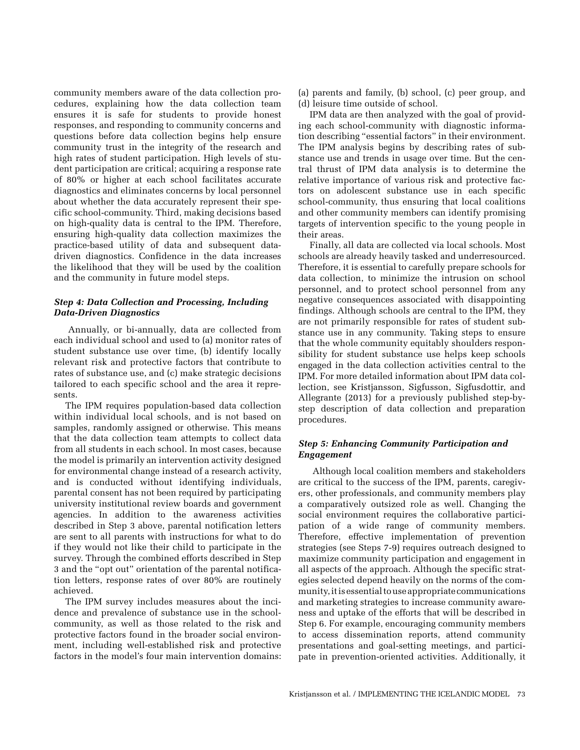community members aware of the data collection procedures, explaining how the data collection team ensures it is safe for students to provide honest responses, and responding to community concerns and questions before data collection begins help ensure community trust in the integrity of the research and high rates of student participation. High levels of student participation are critical; acquiring a response rate of 80% or higher at each school facilitates accurate diagnostics and eliminates concerns by local personnel about whether the data accurately represent their specific school-community. Third, making decisions based on high-quality data is central to the IPM. Therefore, ensuring high-quality data collection maximizes the practice-based utility of data and subsequent data-driven diagnostics. Confidence in the data increases the likelihood that they will be used by the coalition and the community in future model steps.

### *Step 4: Data Collection and Processing, Including Data-Driven Diagnostics*

Annually, or bi-annually, data are collected from each individual school and used to (a) monitor rates of student substance use over time, (b) identify locally relevant risk and protective factors that contribute to rates of substance use, and (c) make strategic decisions tailored to each specific school and the area it represents.

The IPM requires population-based data collection within individual local schools, and is not based on samples, randomly assigned or otherwise. This means that the data collection team attempts to collect data from all students in each school. In most cases, because the model is primarily an intervention activity designed for environmental change instead of a research activity, and is conducted without identifying individuals, parental consent has not been required by participating university institutional review boards and government agencies. In addition to the awareness activities described in Step 3 above, parental notification letters are sent to all parents with instructions for what to do if they would not like their child to participate in the survey. Through the combined efforts described in Step 3 and the "opt out" orientation of the parental notification letters, response rates of over 80% are routinely achieved.

The IPM survey includes measures about the incidence and prevalence of substance use in the school-community, as well as those related to the risk and protective factors found in the broader social environment, including well-established risk and protective factors in the model's four main intervention domains: (a) parents and family, (b) school, (c) peer group, and (d) leisure time outside of school.

IPM data are then analyzed with the goal of providing each school-community with diagnostic information describing "essential factors" in their environment. The IPM analysis begins by describing rates of substance use and trends in usage over time. But the central thrust of IPM data analysis is to determine the relative importance of various risk and protective factors on adolescent substance use in each specific school-community, thus ensuring that local coalitions and other community members can identify promising targets of intervention specific to the young people in their areas.

Finally, all data are collected via local schools. Most schools are already heavily tasked and underresourced. Therefore, it is essential to carefully prepare schools for data collection, to minimize the intrusion on school personnel, and to protect school personnel from any negative consequences associated with disappointing findings. Although schools are central to the IPM, they are not primarily responsible for rates of student substance use in any community. Taking steps to ensure that the whole community equitably shoulders responsibility for student substance use helps keep schools engaged in the data collection activities central to the IPM. For more detailed information about IPM data collection, see Kristjansson, Sigfusson, Sigfusdottir, and Allegrante (2013) for a previously published step-by-step description of data collection and preparation procedures.

### *Step 5: Enhancing Community Participation and Engagement*

Although local coalition members and stakeholders are critical to the success of the IPM, parents, caregivers, other professionals, and community members play a comparatively outsized role as well. Changing the social environment requires the collaborative participation of a wide range of community members. Therefore, effective implementation of prevention strategies (see Steps 7-9) requires outreach designed to maximize community participation and engagement in all aspects of the approach. Although the specific strategies selected depend heavily on the norms of the community, it is essential to use appropriate communications and marketing strategies to increase community awareness and uptake of the efforts that will be described in Step 6. For example, encouraging community members to access dissemination reports, attend community presentations and goal-setting meetings, and participate in prevention-oriented activities. Additionally, it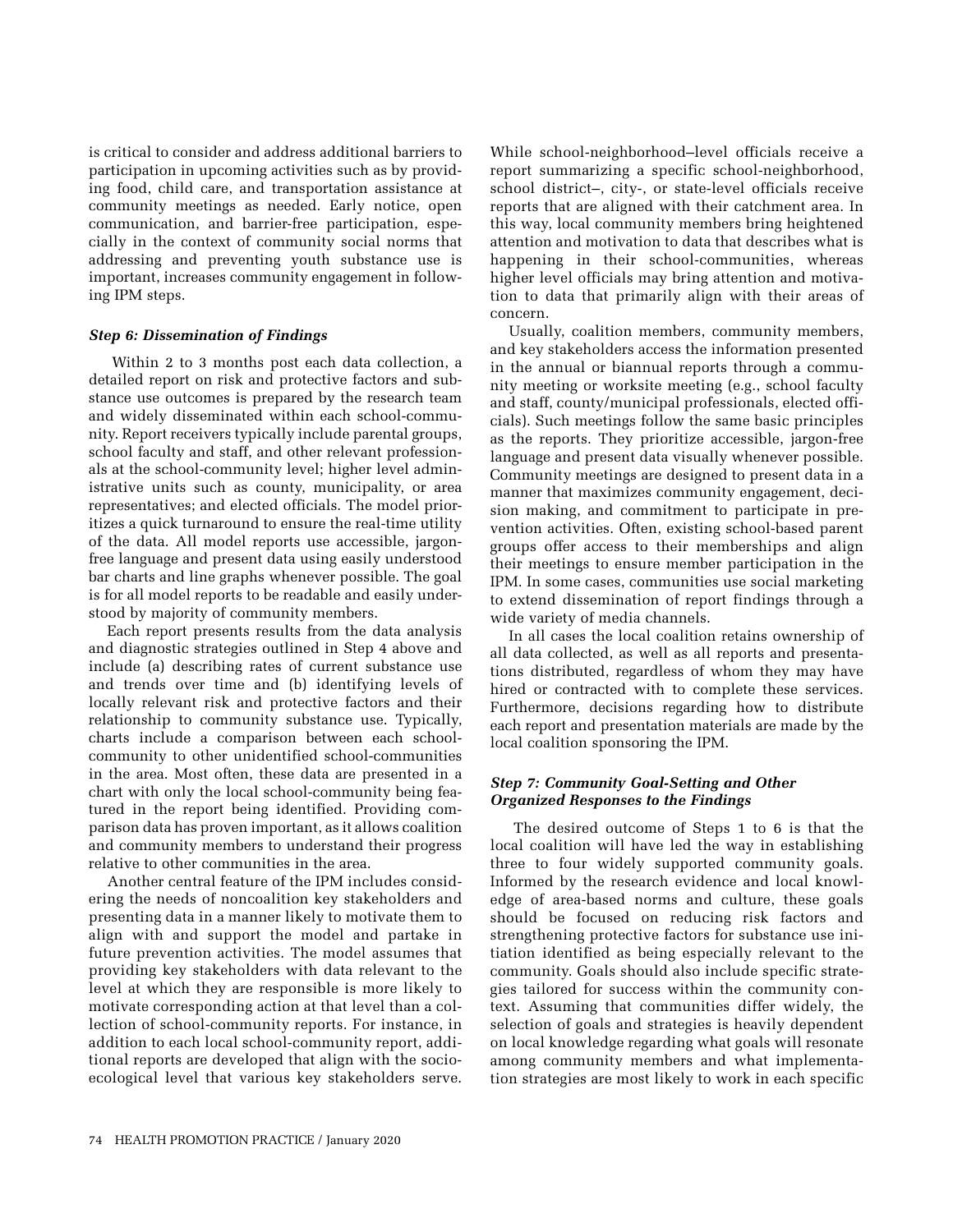is critical to consider and address additional barriers to participation in upcoming activities such as by providing food, child care, and transportation assistance at community meetings as needed. Early notice, open communication, and barrier-free participation, especially in the context of community social norms that addressing and preventing youth substance use is important, increases community engagement in following IPM steps.

### *Step 6: Dissemination of Findings*

Within 2 to 3 months post each data collection, a detailed report on risk and protective factors and substance use outcomes is prepared by the research team and widely disseminated within each school-community. Report receivers typically include parental groups, school faculty and staff, and other relevant professionals at the school-community level; higher level administrative units such as county, municipality, or area representatives; and elected officials. The model prioritizes a quick turnaround to ensure the real-time utility of the data. All model reports use accessible, jargon-free language and present data using easily understood bar charts and line graphs whenever possible. The goal is for all model reports to be readable and easily understood by majority of community members.

Each report presents results from the data analysis and diagnostic strategies outlined in Step 4 above and include (a) describing rates of current substance use and trends over time and (b) identifying levels of locally relevant risk and protective factors and their relationship to community substance use. Typically, charts include a comparison between each school-community to other unidentified school-communities in the area. Most often, these data are presented in a chart with only the local school-community being featured in the report being identified. Providing comparison data has proven important, as it allows coalition and community members to understand their progress relative to other communities in the area.

Another central feature of the IPM includes considering the needs of noncoalition key stakeholders and presenting data in a manner likely to motivate them to align with and support the model and partake in future prevention activities. The model assumes that providing key stakeholders with data relevant to the level at which they are responsible is more likely to motivate corresponding action at that level than a collection of school-community reports. For instance, in addition to each local school-community report, additional reports are developed that align with the socioecological level that various key stakeholders serve. While school-neighborhood–level officials receive a report summarizing a specific school-neighborhood, school district–, city-, or state-level officials receive reports that are aligned with their catchment area. In this way, local community members bring heightened attention and motivation to data that describes what is happening in their school-communities, whereas higher level officials may bring attention and motivation to data that primarily align with their areas of concern.

Usually, coalition members, community members, and key stakeholders access the information presented in the annual or biannual reports through a community meeting or worksite meeting (e.g., school faculty and staff, county/municipal professionals, elected officials). Such meetings follow the same basic principles as the reports. They prioritize accessible, jargon-free language and present data visually whenever possible. Community meetings are designed to present data in a manner that maximizes community engagement, decision making, and commitment to participate in prevention activities. Often, existing school-based parent groups offer access to their memberships and align their meetings to ensure member participation in the IPM. In some cases, communities use social marketing to extend dissemination of report findings through a wide variety of media channels.

In all cases the local coalition retains ownership of all data collected, as well as all reports and presentations distributed, regardless of whom they may have hired or contracted with to complete these services. Furthermore, decisions regarding how to distribute each report and presentation materials are made by the local coalition sponsoring the IPM.

### *Step 7: Community Goal-Setting and Other Organized Responses to the Findings*

The desired outcome of Steps 1 to 6 is that the local coalition will have led the way in establishing three to four widely supported community goals. Informed by the research evidence and local knowledge of area-based norms and culture, these goals should be focused on reducing risk factors and strengthening protective factors for substance use initiation identified as being especially relevant to the community. Goals should also include specific strategies tailored for success within the community context. Assuming that communities differ widely, the selection of goals and strategies is heavily dependent on local knowledge regarding what goals will resonate among community members and what implementation strategies are most likely to work in each specific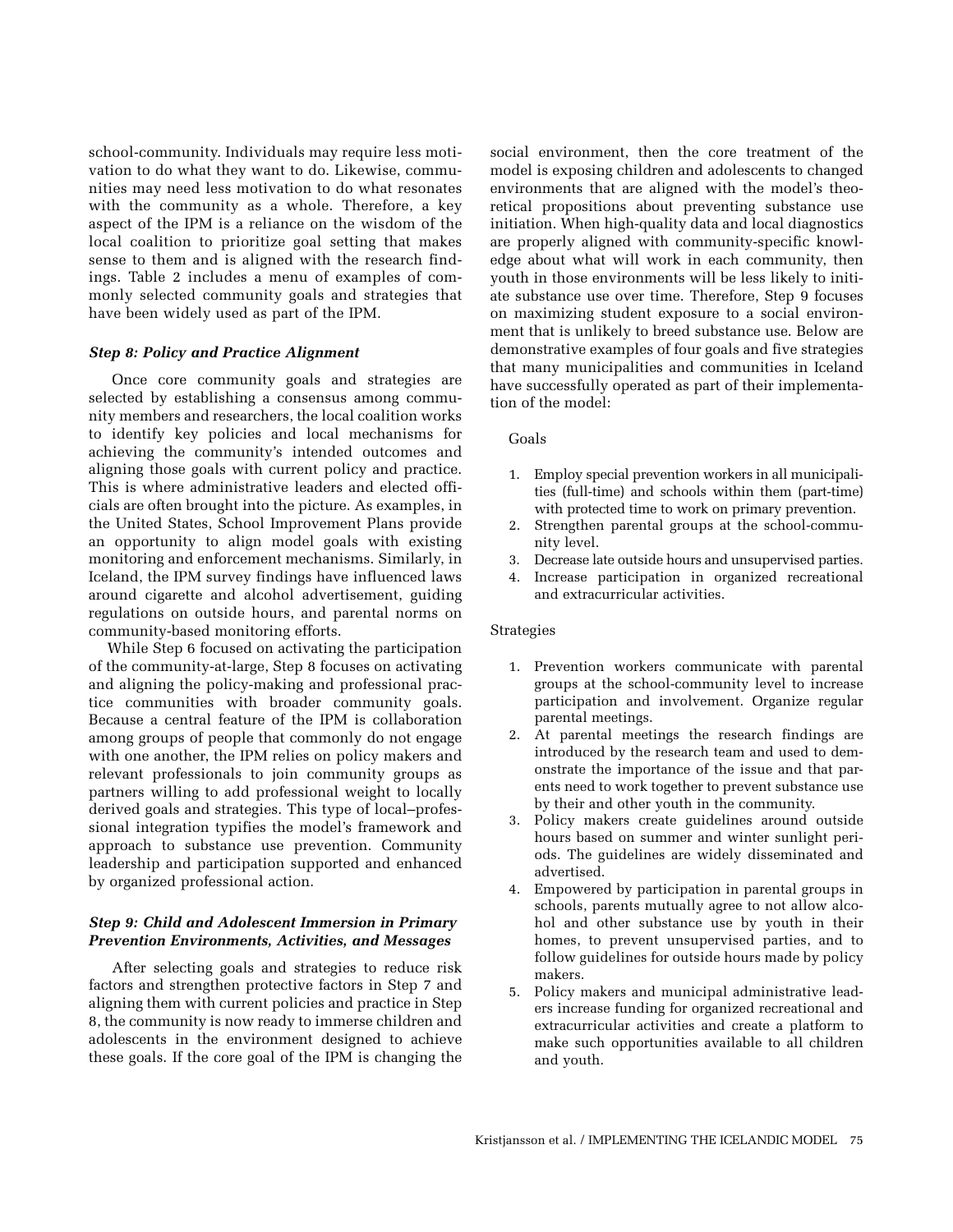school-community. Individuals may require less motivation to do what they want to do. Likewise, communities may need less motivation to do what resonates with the community as a whole. Therefore, a key aspect of the IPM is a reliance on the wisdom of the local coalition to prioritize goal setting that makes sense to them and is aligned with the research findings. Table 2 includes a menu of examples of commonly selected community goals and strategies that have been widely used as part of the IPM.

### *Step 8: Policy and Practice Alignment*

Once core community goals and strategies are selected by establishing a consensus among community members and researchers, the local coalition works to identify key policies and local mechanisms for achieving the community's intended outcomes and aligning those goals with current policy and practice. This is where administrative leaders and elected officials are often brought into the picture. As examples, in the United States, School Improvement Plans provide an opportunity to align model goals with existing monitoring and enforcement mechanisms. Similarly, in Iceland, the IPM survey findings have influenced laws around cigarette and alcohol advertisement, guiding regulations on outside hours, and parental norms on community-based monitoring efforts.

While Step 6 focused on activating the participation of the community-at-large, Step 8 focuses on activating and aligning the policy-making and professional practice communities with broader community goals. Because a central feature of the IPM is collaboration among groups of people that commonly do not engage with one another, the IPM relies on policy makers and relevant professionals to join community groups as partners willing to add professional weight to locally derived goals and strategies. This type of local–professional integration typifies the model's framework and approach to substance use prevention. Community leadership and participation supported and enhanced by organized professional action.

### *Step 9: Child and Adolescent Immersion in Primary Prevention Environments, Activities, and Messages*

After selecting goals and strategies to reduce risk factors and strengthen protective factors in Step 7 and aligning them with current policies and practice in Step 8, the community is now ready to immerse children and adolescents in the environment designed to achieve these goals. If the core goal of the IPM is changing the social environment, then the core treatment of the model is exposing children and adolescents to changed environments that are aligned with the model's theoretical propositions about preventing substance use initiation. When high-quality data and local diagnostics are properly aligned with community-specific knowledge about what will work in each community, then youth in those environments will be less likely to initiate substance use over time. Therefore, Step 9 focuses on maximizing student exposure to a social environment that is unlikely to breed substance use. Below are demonstrative examples of four goals and five strategies that many municipalities and communities in Iceland have successfully operated as part of their implementation of the model:

Goals

1. Employ special prevention workers in all municipalities (full-time) and schools within them (part-time) with protected time to work on primary prevention.
2. Strengthen parental groups at the school-community level.
3. Decrease late outside hours and unsupervised parties.
4. Increase participation in organized recreational and extracurricular activities.

Strategies

1. Prevention workers communicate with parental groups at the school-community level to increase participation and involvement. Organize regular parental meetings.
2. At parental meetings the research findings are introduced by the research team and used to demonstrate the importance of the issue and that parents need to work together to prevent substance use by their and other youth in the community.
3. Policy makers create guidelines around outside hours based on summer and winter sunlight periods. The guidelines are widely disseminated and advertised.
4. Empowered by participation in parental groups in schools, parents mutually agree to not allow alcohol and other substance use by youth in their homes, to prevent unsupervised parties, and to follow guidelines for outside hours made by policy makers.
5. Policy makers and municipal administrative leaders increase funding for organized recreational and extracurricular activities and create a platform to make such opportunities available to all children and youth.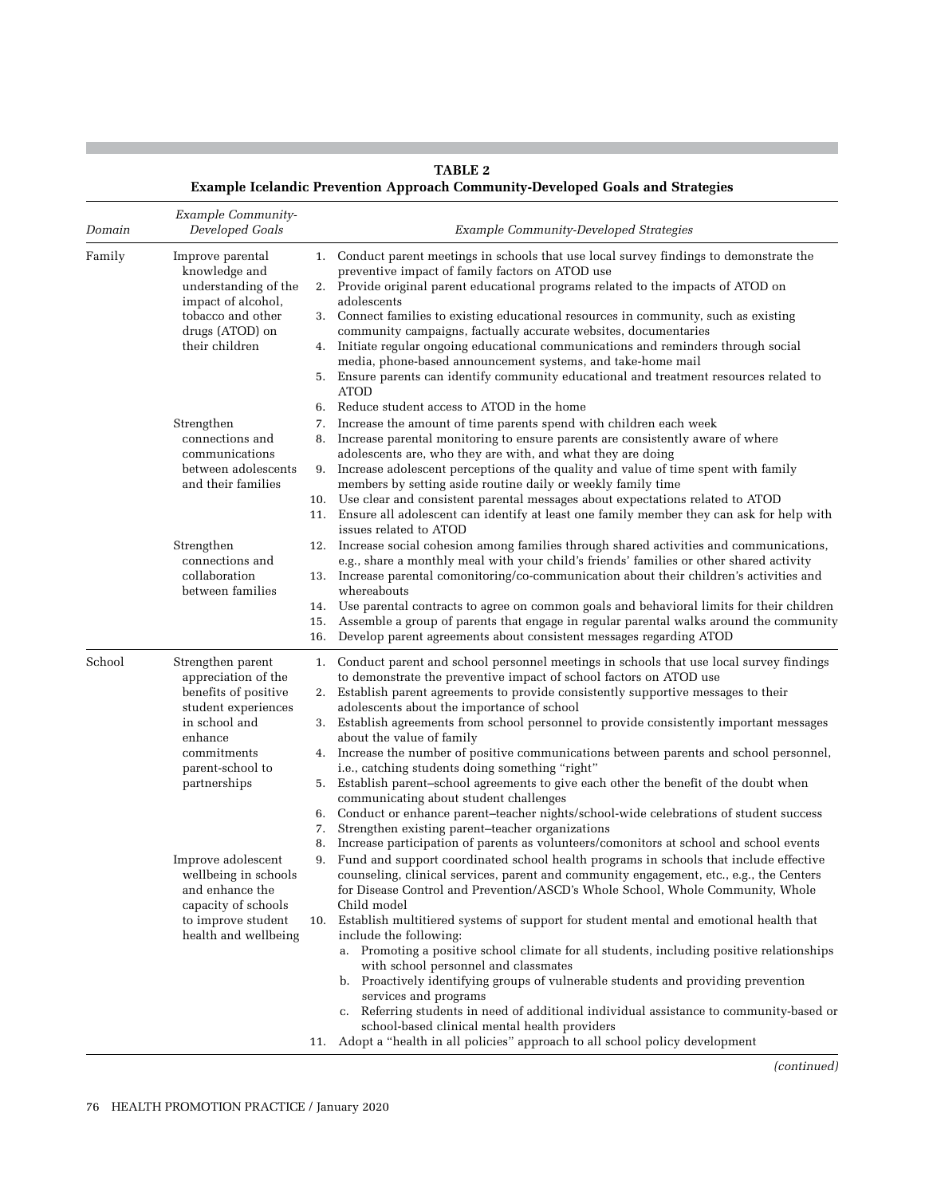**TABLE 2**
**Example Icelandic Prevention Approach Community-Developed Goals and Strategies**

| Domain | Example Community-Developed Goals | Example Community-Developed Strategies |
|---|---|---|
| Family | Improve parental knowledge and understanding of the impact of alcohol, tobacco and other drugs (ATOD) on their children | 1. Conduct parent meetings in schools that use local survey findings to demonstrate the preventive impact of family factors on ATOD use<br>2. Provide original parent educational programs related to the impacts of ATOD on adolescents<br>3. Connect families to existing educational resources in community, such as existing community campaigns, factually accurate websites, documentaries<br>4. Initiate regular ongoing educational communications and reminders through social media, phone-based announcement systems, and take-home mail<br>5. Ensure parents can identify community educational and treatment resources related to ATOD<br>6. Reduce student access to ATOD in the home |
| | Strengthen connections and communications between adolescents and their families | 7. Increase the amount of time parents spend with children each week<br>8. Increase parental monitoring to ensure parents are consistently aware of where adolescents are, who they are with, and what they are doing<br>9. Increase adolescent perceptions of the quality and value of time spent with family members by setting aside routine daily or weekly family time<br>10. Use clear and consistent parental messages about expectations related to ATOD<br>11. Ensure all adolescent can identify at least one family member they can ask for help with issues related to ATOD |
| | Strengthen connections and collaboration between families | 12. Increase social cohesion among families through shared activities and communications, e.g., share a monthly meal with your child's friends' families or other shared activity<br>13. Increase parental comonitoring/co-communication about their children's activities and whereabouts<br>14. Use parental contracts to agree on common goals and behavioral limits for their children<br>15. Assemble a group of parents that engage in regular parental walks around the community<br>16. Develop parent agreements about consistent messages regarding ATOD |
| School | Strengthen parent appreciation of the benefits of positive student experiences in school and enhance commitments parent-school to partnerships | 1. Conduct parent and school personnel meetings in schools that use local survey findings to demonstrate the preventive impact of school factors on ATOD use<br>2. Establish parent agreements to provide consistently supportive messages to their adolescents about the importance of school<br>3. Establish agreements from school personnel to provide consistently important messages about the value of family<br>4. Increase the number of positive communications between parents and school personnel, i.e., catching students doing something "right"<br>5. Establish parent–school agreements to give each other the benefit of the doubt when communicating about student challenges<br>6. Conduct or enhance parent–teacher nights/school-wide celebrations of student success<br>7. Strengthen existing parent–teacher organizations<br>8. Increase participation of parents as volunteers/comonitors at school and school events |
| | Improve adolescent wellbeing in schools and enhance the capacity of schools to improve student health and wellbeing | 9. Fund and support coordinated school health programs in schools that include effective counseling, clinical services, parent and community engagement, etc., e.g., the Centers for Disease Control and Prevention/ASCD's Whole School, Whole Community, Whole Child model<br>10. Establish multitiered systems of support for student mental and emotional health that include the following:<br>a. Promoting a positive school climate for all students, including positive relationships with school personnel and classmates<br>b. Proactively identifying groups of vulnerable students and providing prevention services and programs<br>c. Referring students in need of additional individual assistance to community-based or school-based clinical mental health providers<br>11. Adopt a "health in all policies" approach to all school policy development |

*(continued)*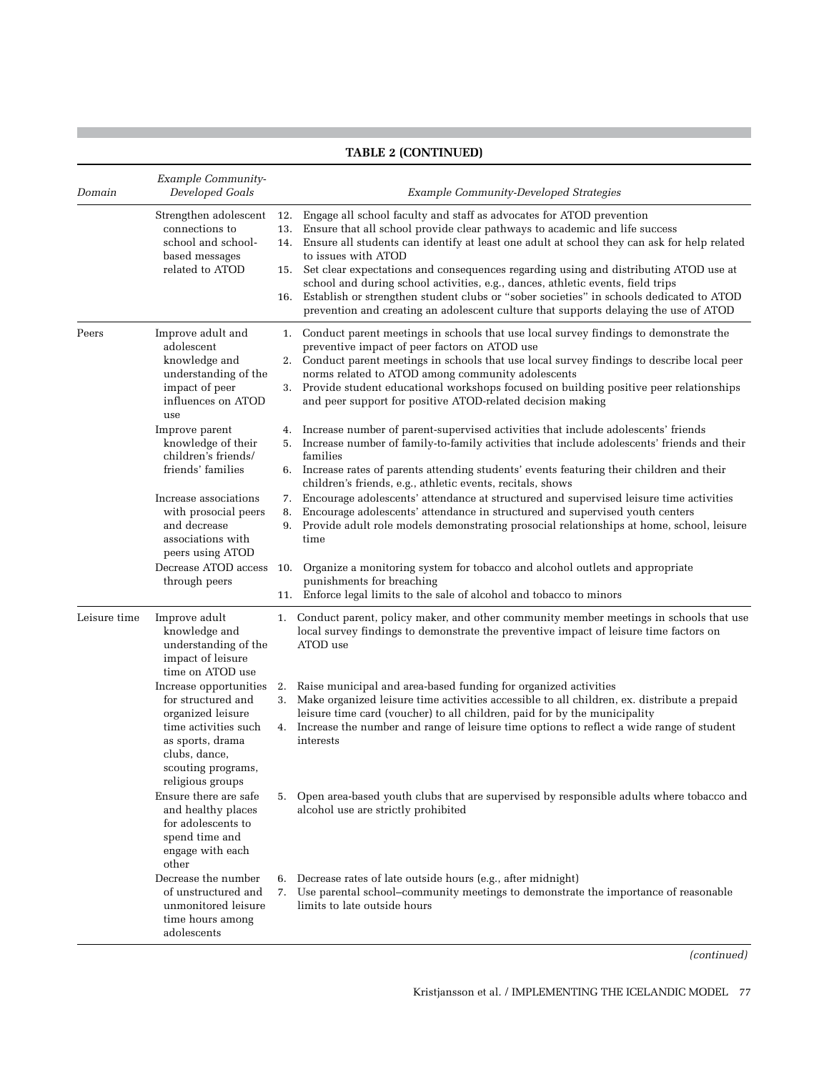**TABLE 2 (CONTINUED)**

| Domain | *Example Community-Developed Goals* | *Example Community-Developed Strategies* |
| --- | --- | --- |
| | Strengthen adolescent connections to school and school-based messages related to ATOD | 12. Engage all school faculty and staff as advocates for ATOD prevention<br>13. Ensure that all school provide clear pathways to academic and life success<br>14. Ensure all students can identify at least one adult at school they can ask for help related to issues with ATOD<br>15. Set clear expectations and consequences regarding using and distributing ATOD use at school and during school activities, e.g., dances, athletic events, field trips<br>16. Establish or strengthen student clubs or "sober societies" in schools dedicated to ATOD prevention and creating an adolescent culture that supports delaying the use of ATOD |
| Peers | Improve adult and adolescent knowledge and understanding of the impact of peer influences on ATOD use | 1. Conduct parent meetings in schools that use local survey findings to demonstrate the preventive impact of peer factors on ATOD use<br>2. Conduct parent meetings in schools that use local survey findings to describe local peer norms related to ATOD among community adolescents<br>3. Provide student educational workshops focused on building positive peer relationships and peer support for positive ATOD-related decision making |
| | Improve parent knowledge of their children's friends/friends' families | 4. Increase number of parent-supervised activities that include adolescents' friends<br>5. Increase number of family-to-family activities that include adolescents' friends and their families<br>6. Increase rates of parents attending students' events featuring their children and their children's friends, e.g., athletic events, recitals, shows |
| | Increase associations with prosocial peers and decrease associations with peers using ATOD | 7. Encourage adolescents' attendance at structured and supervised leisure time activities<br>8. Encourage adolescents' attendance in structured and supervised youth centers<br>9. Provide adult role models demonstrating prosocial relationships at home, school, leisure time |
| | Decrease ATOD access through peers | 10. Organize a monitoring system for tobacco and alcohol outlets and appropriate punishments for breaching<br>11. Enforce legal limits to the sale of alcohol and tobacco to minors |
| Leisure time | Improve adult knowledge and understanding of the impact of leisure time on ATOD use | 1. Conduct parent, policy maker, and other community member meetings in schools that use local survey findings to demonstrate the preventive impact of leisure time factors on ATOD use |
| | Increase opportunities for structured and organized leisure time activities such as sports, drama clubs, dance, scouting programs, religious groups | 2. Raise municipal and area-based funding for organized activities<br>3. Make organized leisure time activities accessible to all children, ex. distribute a prepaid leisure time card (voucher) to all children, paid for by the municipality<br>4. Increase the number and range of leisure time options to reflect a wide range of student interests |
| | Ensure there are safe and healthy places for adolescents to spend time and engage with each other | 5. Open area-based youth clubs that are supervised by responsible adults where tobacco and alcohol use are strictly prohibited |
| | Decrease the number of unstructured and unmonitored leisure time hours among adolescents | 6. Decrease rates of late outside hours (e.g., after midnight)<br>7. Use parental school–community meetings to demonstrate the importance of reasonable limits to late outside hours |

*(continued)*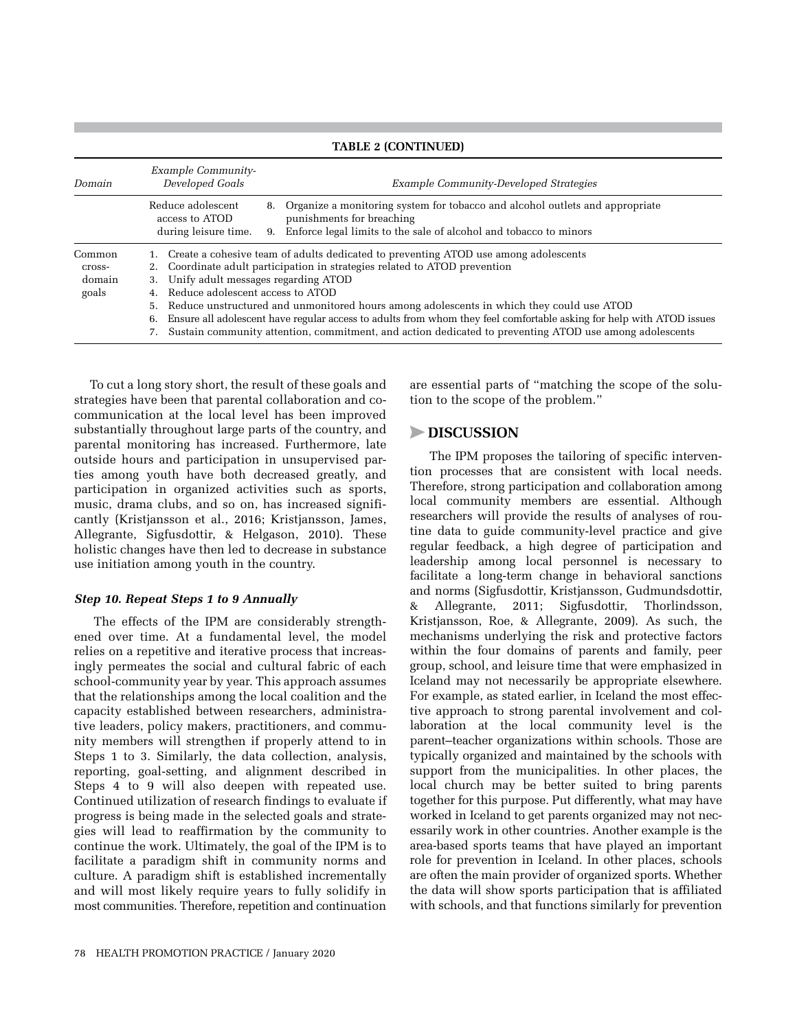**TABLE 2 (CONTINUED)**

| Domain | *Example Community-Developed Goals* | *Example Community-Developed Strategies* |
|---|---|---|
| | Reduce adolescent access to ATOD during leisure time. | 8. Organize a monitoring system for tobacco and alcohol outlets and appropriate punishments for breaching<br>9. Enforce legal limits to the sale of alcohol and tobacco to minors |
| Common cross-domain goals | 1. Create a cohesive team of adults dedicated to preventing ATOD use among adolescents<br>2. Coordinate adult participation in strategies related to ATOD prevention<br>3. Unify adult messages regarding ATOD<br>4. Reduce adolescent access to ATOD<br>5. Reduce unstructured and unmonitored hours among adolescents in which they could use ATOD<br>6. Ensure all adolescent have regular access to adults from whom they feel comfortable asking for help with ATOD issues<br>7. Sustain community attention, commitment, and action dedicated to preventing ATOD use among adolescents | |

To cut a long story short, the result of these goals and strategies have been that parental collaboration and co-communication at the local level has been improved substantially throughout large parts of the country, and parental monitoring has increased. Furthermore, late outside hours and participation in unsupervised parties among youth have both decreased greatly, and participation in organized activities such as sports, music, drama clubs, and so on, has increased significantly (Kristjansson et al., 2016; Kristjansson, James, Allegrante, Sigfusdottir, & Helgason, 2010). These holistic changes have then led to decrease in substance use initiation among youth in the country.

#### *Step 10. Repeat Steps 1 to 9 Annually*

The effects of the IPM are considerably strengthened over time. At a fundamental level, the model relies on a repetitive and iterative process that increasingly permeates the social and cultural fabric of each school-community year by year. This approach assumes that the relationships among the local coalition and the capacity established between researchers, administrative leaders, policy makers, practitioners, and community members will strengthen if properly attend to in Steps 1 to 3. Similarly, the data collection, analysis, reporting, goal-setting, and alignment described in Steps 4 to 9 will also deepen with repeated use. Continued utilization of research findings to evaluate if progress is being made in the selected goals and strategies will lead to reaffirmation by the community to continue the work. Ultimately, the goal of the IPM is to facilitate a paradigm shift in community norms and culture. A paradigm shift is established incrementally and will most likely require years to fully solidify in most communities. Therefore, repetition and continuation are essential parts of "matching the scope of the solution to the scope of the problem."

## DISCUSSION

The IPM proposes the tailoring of specific intervention processes that are consistent with local needs. Therefore, strong participation and collaboration among local community members are essential. Although researchers will provide the results of analyses of routine data to guide community-level practice and give regular feedback, a high degree of participation and leadership among local personnel is necessary to facilitate a long-term change in behavioral sanctions and norms (Sigfusdottir, Kristjansson, Gudmundsdottir, & Allegrante, 2011; Sigfusdottir, Thorlindsson, Kristjansson, Roe, & Allegrante, 2009). As such, the mechanisms underlying the risk and protective factors within the four domains of parents and family, peer group, school, and leisure time that were emphasized in Iceland may not necessarily be appropriate elsewhere. For example, as stated earlier, in Iceland the most effective approach to strong parental involvement and collaboration at the local community level is the parent–teacher organizations within schools. Those are typically organized and maintained by the schools with support from the municipalities. In other places, the local church may be better suited to bring parents together for this purpose. Put differently, what may have worked in Iceland to get parents organized may not necessarily work in other countries. Another example is the area-based sports teams that have played an important role for prevention in Iceland. In other places, schools are often the main provider of organized sports. Whether the data will show sports participation that is affiliated with schools, and that functions similarly for prevention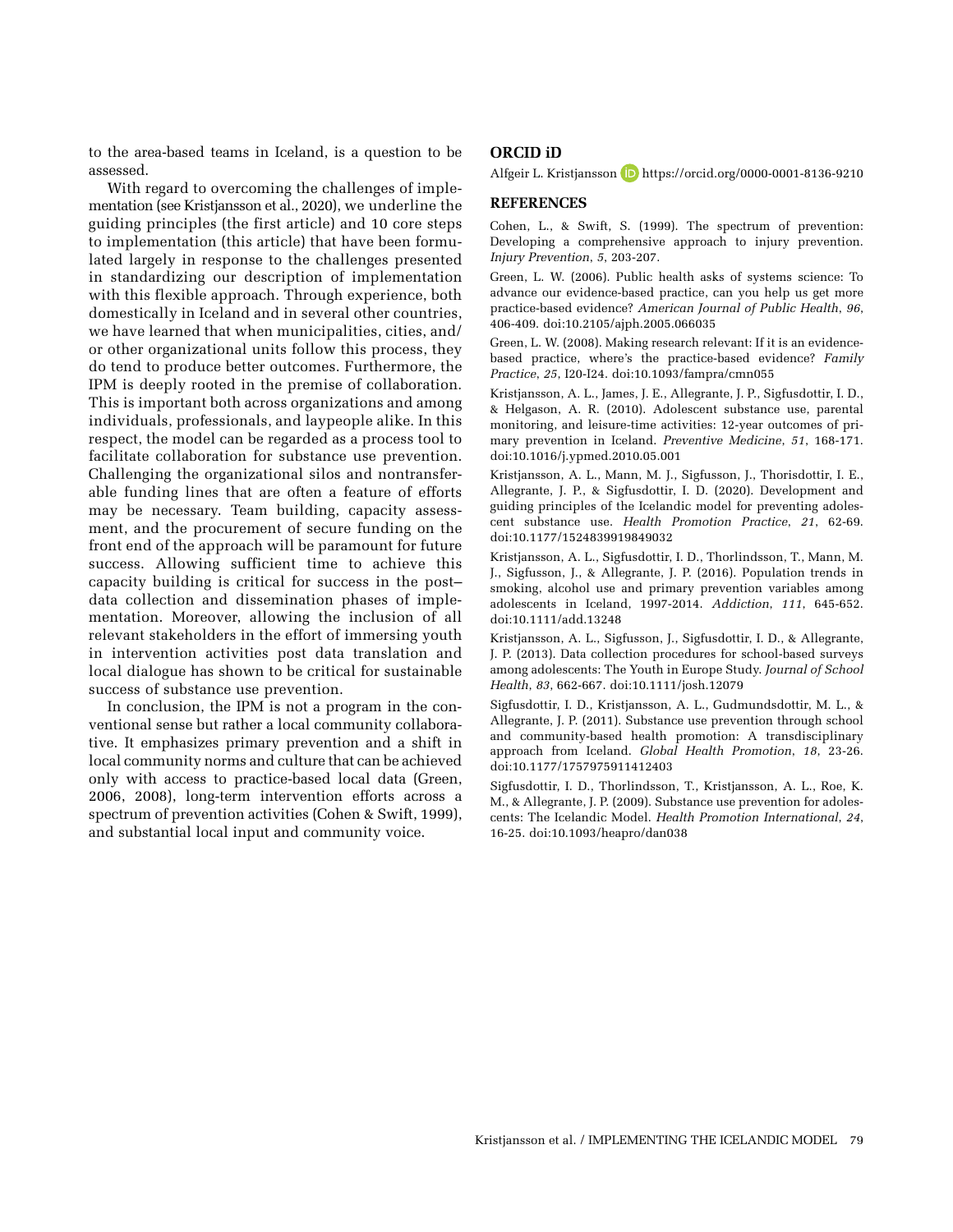to the area-based teams in Iceland, is a question to be assessed.

With regard to overcoming the challenges of implementation (see Kristjansson et al., 2020), we underline the guiding principles (the first article) and 10 core steps to implementation (this article) that have been formulated largely in response to the challenges presented in standardizing our description of implementation with this flexible approach. Through experience, both domestically in Iceland and in several other countries, we have learned that when municipalities, cities, and/or other organizational units follow this process, they do tend to produce better outcomes. Furthermore, the IPM is deeply rooted in the premise of collaboration. This is important both across organizations and among individuals, professionals, and laypeople alike. In this respect, the model can be regarded as a process tool to facilitate collaboration for substance use prevention. Challenging the organizational silos and nontransferable funding lines that are often a feature of efforts may be necessary. Team building, capacity assessment, and the procurement of secure funding on the front end of the approach will be paramount for future success. Allowing sufficient time to achieve this capacity building is critical for success in the post–data collection and dissemination phases of implementation. Moreover, allowing the inclusion of all relevant stakeholders in the effort of immersing youth in intervention activities post data translation and local dialogue has shown to be critical for sustainable success of substance use prevention.

In conclusion, the IPM is not a program in the conventional sense but rather a local community collaborative. It emphasizes primary prevention and a shift in local community norms and culture that can be achieved only with access to practice-based local data (Green, 2006, 2008), long-term intervention efforts across a spectrum of prevention activities (Cohen & Swift, 1999), and substantial local input and community voice.

## ORCID iD

Alfgeir L. Kristjansson https://orcid.org/0000-0001-8136-9210

## REFERENCES

Cohen, L., & Swift, S. (1999). The spectrum of prevention: Developing a comprehensive approach to injury prevention. *Injury Prevention*, *5*, 203-207.

Green, L. W. (2006). Public health asks of systems science: To advance our evidence-based practice, can you help us get more practice-based evidence? *American Journal of Public Health*, *96*, 406-409. doi:10.2105/ajph.2005.066035

Green, L. W. (2008). Making research relevant: If it is an evidence-based practice, where's the practice-based evidence? *Family Practice*, *25*, I20-I24. doi:10.1093/fampra/cmn055

Kristjansson, A. L., James, J. E., Allegrante, J. P., Sigfusdottir, I. D., & Helgason, A. R. (2010). Adolescent substance use, parental monitoring, and leisure-time activities: 12-year outcomes of primary prevention in Iceland. *Preventive Medicine*, *51*, 168-171. doi:10.1016/j.ypmed.2010.05.001

Kristjansson, A. L., Mann, M. J., Sigfusson, J., Thorisdottir, I. E., Allegrante, J. P., & Sigfusdottir, I. D. (2020). Development and guiding principles of the Icelandic model for preventing adolescent substance use. *Health Promotion Practice*, *21*, 62-69. doi:10.1177/1524839919849032

Kristjansson, A. L., Sigfusdottir, I. D., Thorlindsson, T., Mann, M. J., Sigfusson, J., & Allegrante, J. P. (2016). Population trends in smoking, alcohol use and primary prevention variables among adolescents in Iceland, 1997-2014. *Addiction*, *111*, 645-652. doi:10.1111/add.13248

Kristjansson, A. L., Sigfusson, J., Sigfusdottir, I. D., & Allegrante, J. P. (2013). Data collection procedures for school-based surveys among adolescents: The Youth in Europe Study. *Journal of School Health*, *83*, 662-667. doi:10.1111/josh.12079

Sigfusdottir, I. D., Kristjansson, A. L., Gudmundsdottir, M. L., & Allegrante, J. P. (2011). Substance use prevention through school and community-based health promotion: A transdisciplinary approach from Iceland. *Global Health Promotion*, *18*, 23-26. doi:10.1177/1757975911412403

Sigfusdottir, I. D., Thorlindsson, T., Kristjansson, A. L., Roe, K. M., & Allegrante, J. P. (2009). Substance use prevention for adolescents: The Icelandic Model. *Health Promotion International*, *24*, 16-25. doi:10.1093/heapro/dan038